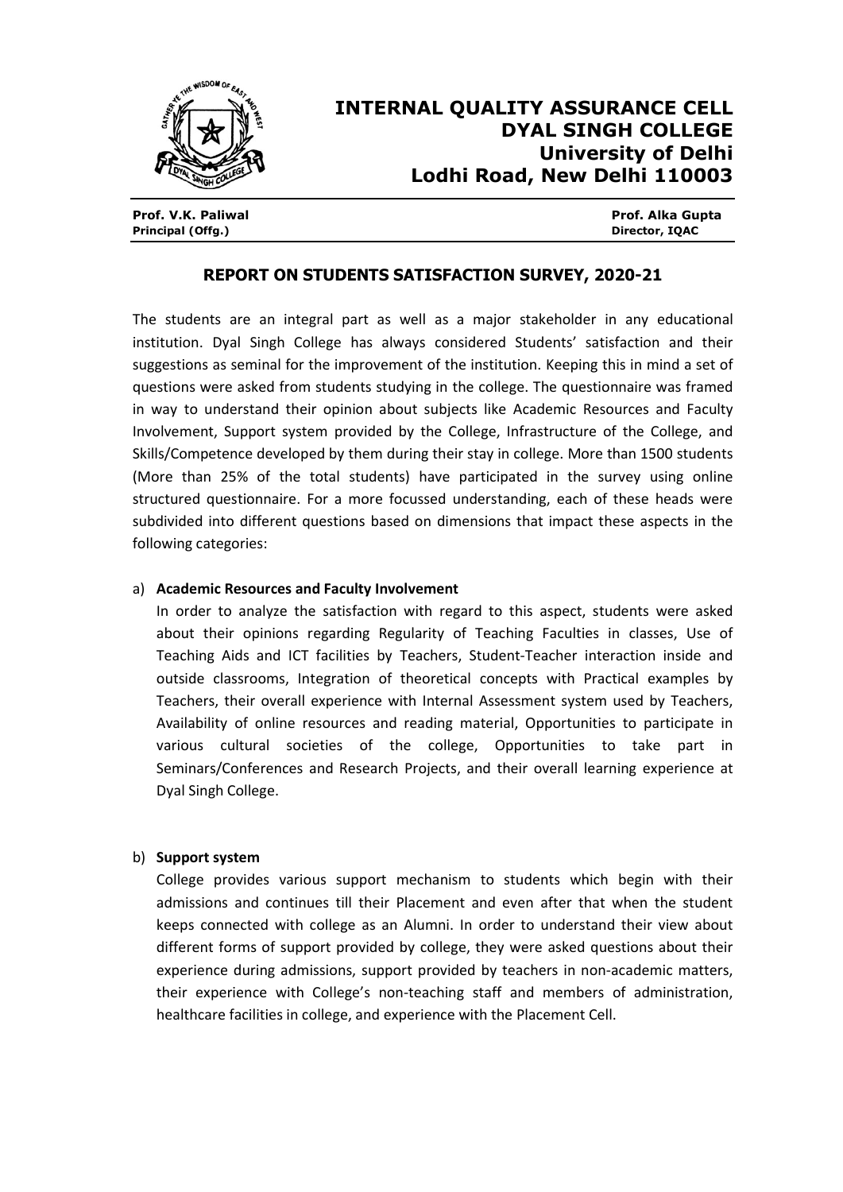# INTERNAL QUALITY ASSURANCE CELL
# DYAL SINGH COLLEGE
## University of Delhi
## Lodhi Road, New Delhi 110003

**Prof. V.K. Paliwal**
**Principal (Offg.)**

**Prof. Alka Gupta**
**Director, IQAC**

## REPORT ON STUDENTS SATISFACTION SURVEY, 2020-21

The students are an integral part as well as a major stakeholder in any educational institution. Dyal Singh College has always considered Students' satisfaction and their suggestions as seminal for the improvement of the institution. Keeping this in mind a set of questions were asked from students studying in the college. The questionnaire was framed in way to understand their opinion about subjects like Academic Resources and Faculty Involvement, Support system provided by the College, Infrastructure of the College, and Skills/Competence developed by them during their stay in college. More than 1500 students (More than 25% of the total students) have participated in the survey using online structured questionnaire. For a more focussed understanding, each of these heads were subdivided into different questions based on dimensions that impact these aspects in the following categories:

a) **Academic Resources and Faculty Involvement**

   In order to analyze the satisfaction with regard to this aspect, students were asked about their opinions regarding Regularity of Teaching Faculties in classes, Use of Teaching Aids and ICT facilities by Teachers, Student-Teacher interaction inside and outside classrooms, Integration of theoretical concepts with Practical examples by Teachers, their overall experience with Internal Assessment system used by Teachers, Availability of online resources and reading material, Opportunities to participate in various cultural societies of the college, Opportunities to take part in Seminars/Conferences and Research Projects, and their overall learning experience at Dyal Singh College.

b) **Support system**

   College provides various support mechanism to students which begin with their admissions and continues till their Placement and even after that when the student keeps connected with college as an Alumni. In order to understand their view about different forms of support provided by college, they were asked questions about their experience during admissions, support provided by teachers in non-academic matters, their experience with College's non-teaching staff and members of administration, healthcare facilities in college, and experience with the Placement Cell.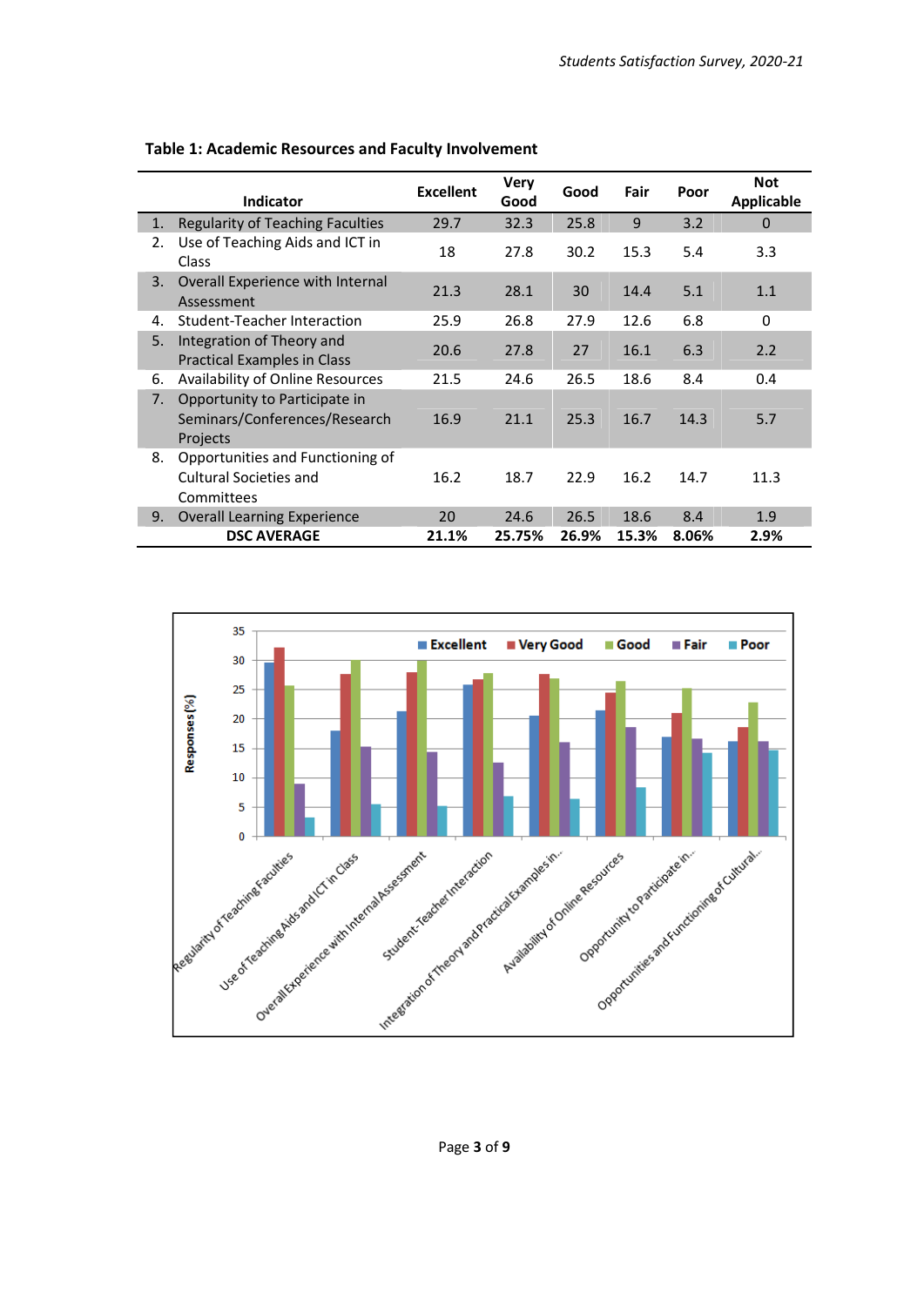**Table 1: Academic Resources and Faculty Involvement**

| Indicator | Excellent | Very Good | Good | Fair | Poor | Not Applicable |
|---|---|---|---|---|---|---|
| 1. Regularity of Teaching Faculties | 29.7 | 32.3 | 25.8 | 9 | 3.2 | 0 |
| 2. Use of Teaching Aids and ICT in Class | 18 | 27.8 | 30.2 | 15.3 | 5.4 | 3.3 |
| 3. Overall Experience with Internal Assessment | 21.3 | 28.1 | 30 | 14.4 | 5.1 | 1.1 |
| 4. Student-Teacher Interaction | 25.9 | 26.8 | 27.9 | 12.6 | 6.8 | 0 |
| 5. Integration of Theory and Practical Examples in Class | 20.6 | 27.8 | 27 | 16.1 | 6.3 | 2.2 |
| 6. Availability of Online Resources | 21.5 | 24.6 | 26.5 | 18.6 | 8.4 | 0.4 |
| 7. Opportunity to Participate in Seminars/Conferences/Research Projects | 16.9 | 21.1 | 25.3 | 16.7 | 14.3 | 5.7 |
| 8. Opportunities and Functioning of Cultural Societies and Committees | 16.2 | 18.7 | 22.9 | 16.2 | 14.7 | 11.3 |
| 9. Overall Learning Experience | 20 | 24.6 | 26.5 | 18.6 | 8.4 | 1.9 |
| **DSC AVERAGE** | **21.1%** | **25.75%** | **26.9%** | **15.3%** | **8.06%** | **2.9%** |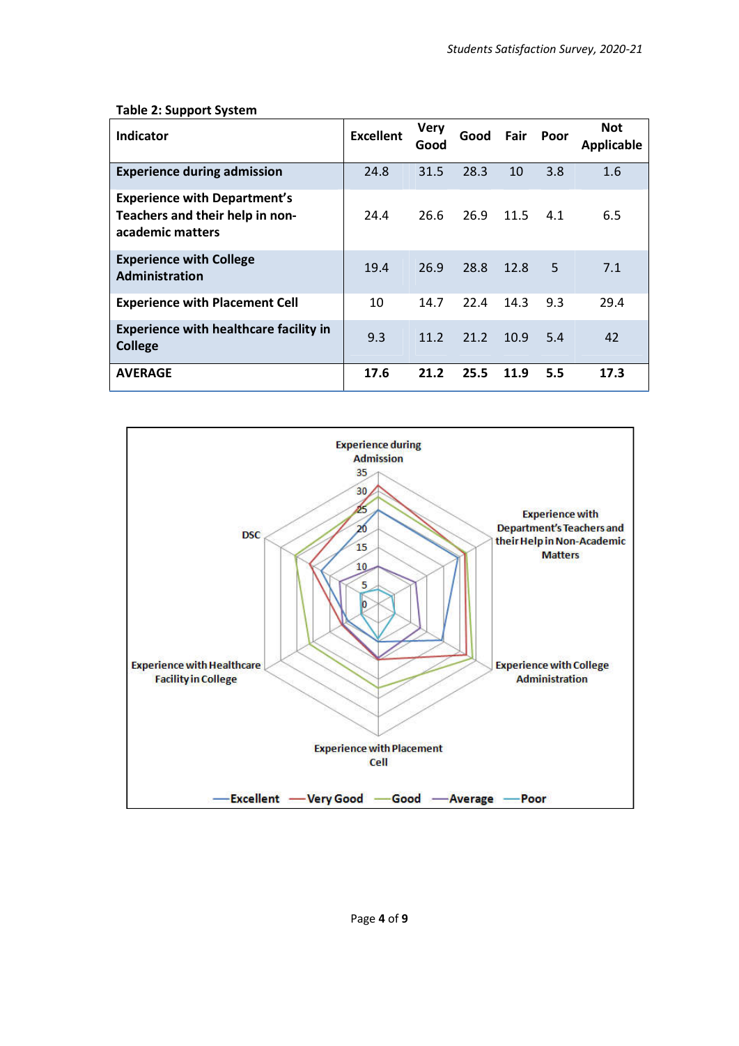**Table 2: Support System**

| Indicator | Excellent | Very Good | Good | Fair | Poor | Not Applicable |
|---|---|---|---|---|---|---|
| **Experience during admission** | 24.8 | 31.5 | 28.3 | 10 | 3.8 | 1.6 |
| **Experience with Department's Teachers and their help in non-academic matters** | 24.4 | 26.6 | 26.9 | 11.5 | 4.1 | 6.5 |
| **Experience with College Administration** | 19.4 | 26.9 | 28.8 | 12.8 | 5 | 7.1 |
| **Experience with Placement Cell** | 10 | 14.7 | 22.4 | 14.3 | 9.3 | 29.4 |
| **Experience with healthcare facility in College** | 9.3 | 11.2 | 21.2 | 10.9 | 5.4 | 42 |
| **AVERAGE** | **17.6** | **21.2** | **25.5** | **11.9** | **5.5** | **17.3** |

Experience during Admission

Experience with Department's Teachers and their Help in Non-Academic Matters

Experience with College Administration

Experience with Placement Cell

Experience with Healthcare Facility in College

DSC

Excellent — Very Good — Good — Average — Poor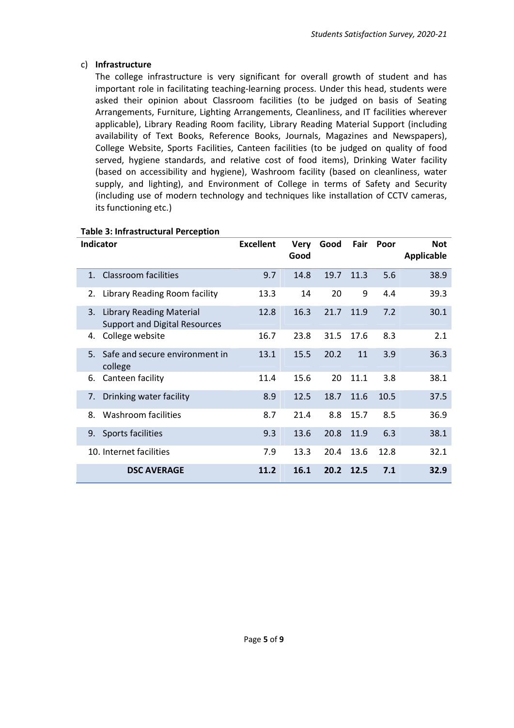c) **Infrastructure**

The college infrastructure is very significant for overall growth of student and has important role in facilitating teaching-learning process. Under this head, students were asked their opinion about Classroom facilities (to be judged on basis of Seating Arrangements, Furniture, Lighting Arrangements, Cleanliness, and IT facilities wherever applicable), Library Reading Room facility, Library Reading Material Support (including availability of Text Books, Reference Books, Journals, Magazines and Newspapers), College Website, Sports Facilities, Canteen facilities (to be judged on quality of food served, hygiene standards, and relative cost of food items), Drinking Water facility (based on accessibility and hygiene), Washroom facility (based on cleanliness, water supply, and lighting), and Environment of College in terms of Safety and Security (including use of modern technology and techniques like installation of CCTV cameras, its functioning etc.)

**Table 3: Infrastructural Perception**

| Indicator | Excellent | Very Good | Good | Fair | Poor | Not Applicable |
|---|---|---|---|---|---|---|
| 1. Classroom facilities | 9.7 | 14.8 | 19.7 | 11.3 | 5.6 | 38.9 |
| 2. Library Reading Room facility | 13.3 | 14 | 20 | 9 | 4.4 | 39.3 |
| 3. Library Reading Material Support and Digital Resources | 12.8 | 16.3 | 21.7 | 11.9 | 7.2 | 30.1 |
| 4. College website | 16.7 | 23.8 | 31.5 | 17.6 | 8.3 | 2.1 |
| 5. Safe and secure environment in college | 13.1 | 15.5 | 20.2 | 11 | 3.9 | 36.3 |
| 6. Canteen facility | 11.4 | 15.6 | 20 | 11.1 | 3.8 | 38.1 |
| 7. Drinking water facility | 8.9 | 12.5 | 18.7 | 11.6 | 10.5 | 37.5 |
| 8. Washroom facilities | 8.7 | 21.4 | 8.8 | 15.7 | 8.5 | 36.9 |
| 9. Sports facilities | 9.3 | 13.6 | 20.8 | 11.9 | 6.3 | 38.1 |
| 10. Internet facilities | 7.9 | 13.3 | 20.4 | 13.6 | 12.8 | 32.1 |
| **DSC AVERAGE** | **11.2** | **16.1** | **20.2** | **12.5** | **7.1** | **32.9** |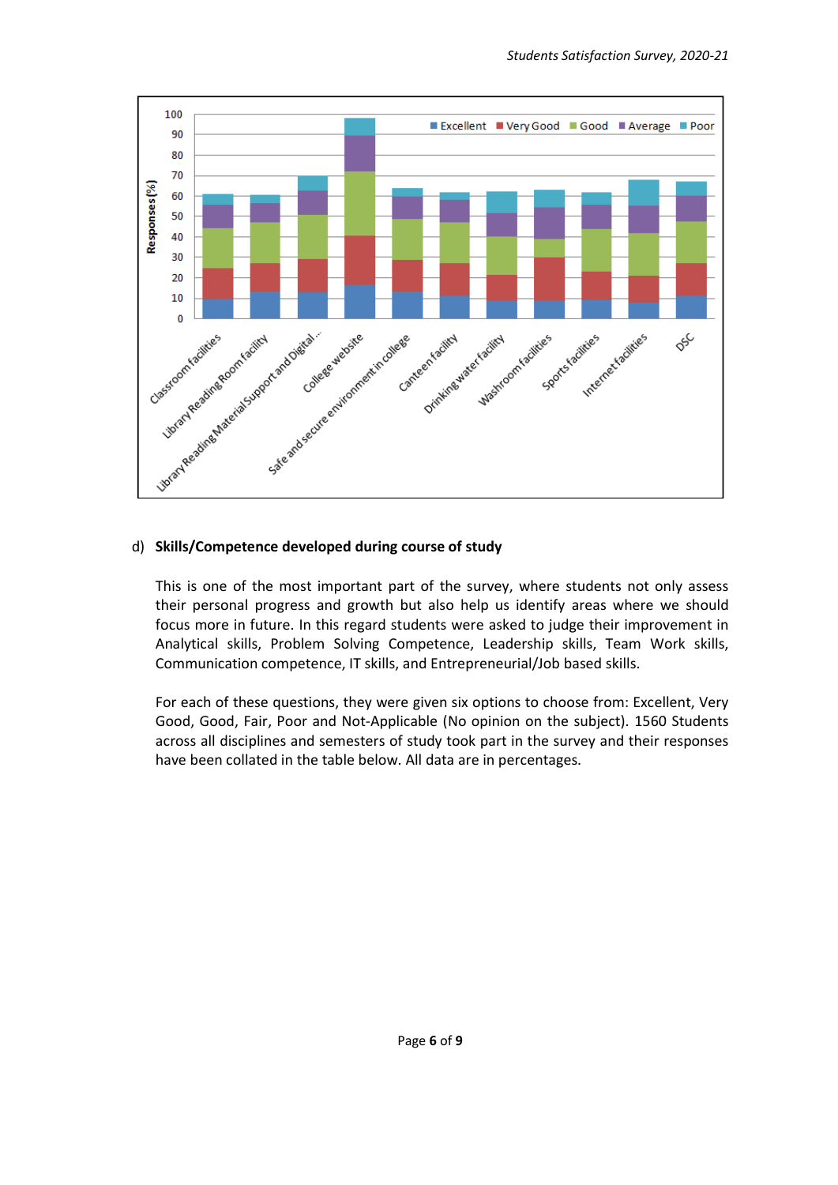d) **Skills/Competence developed during course of study**

This is one of the most important part of the survey, where students not only assess their personal progress and growth but also help us identify areas where we should focus more in future. In this regard students were asked to judge their improvement in Analytical skills, Problem Solving Competence, Leadership skills, Team Work skills, Communication competence, IT skills, and Entrepreneurial/Job based skills.

For each of these questions, they were given six options to choose from: Excellent, Very Good, Good, Fair, Poor and Not-Applicable (No opinion on the subject). 1560 Students across all disciplines and semesters of study took part in the survey and their responses have been collated in the table below. All data are in percentages.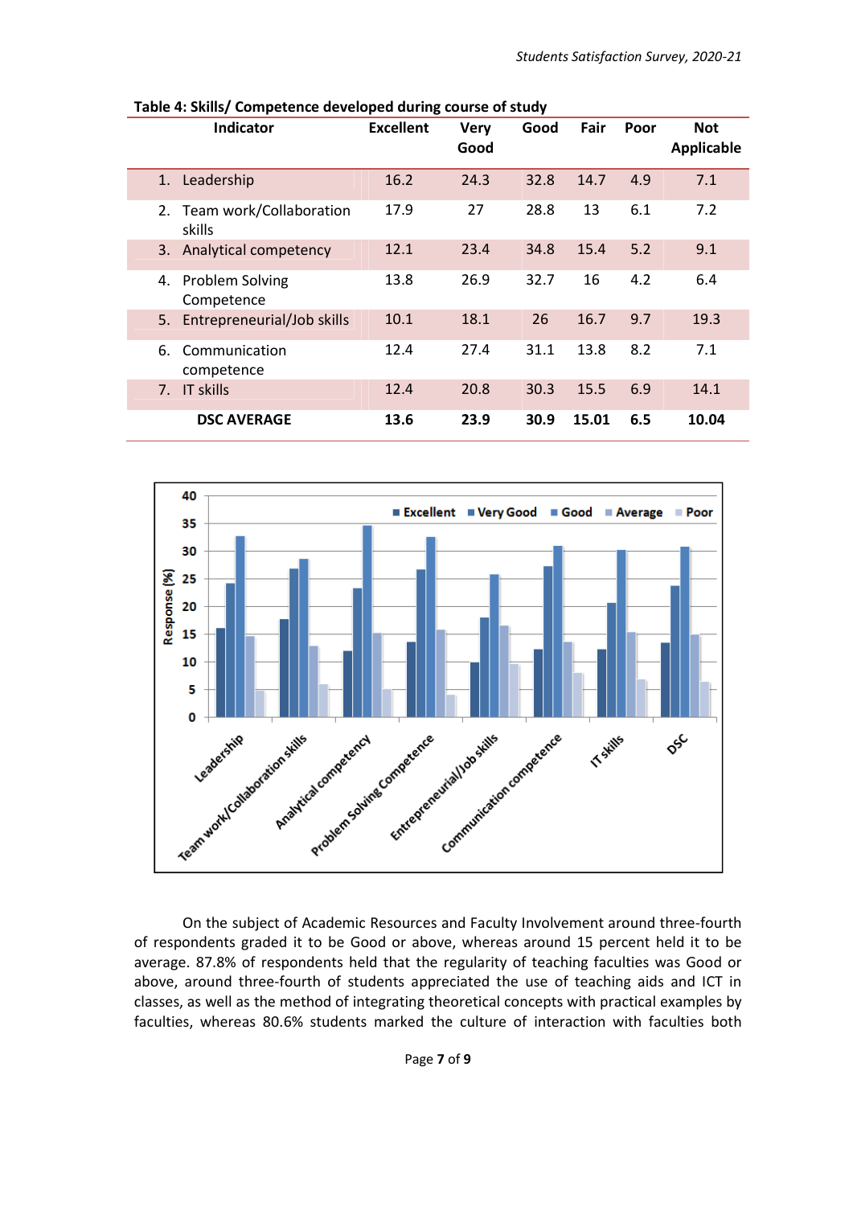**Table 4: Skills/ Competence developed during course of study**

| Indicator | Excellent | Very Good | Good | Fair | Poor | Not Applicable |
|---|---|---|---|---|---|---|
| 1. Leadership | 16.2 | 24.3 | 32.8 | 14.7 | 4.9 | 7.1 |
| 2. Team work/Collaboration skills | 17.9 | 27 | 28.8 | 13 | 6.1 | 7.2 |
| 3. Analytical competency | 12.1 | 23.4 | 34.8 | 15.4 | 5.2 | 9.1 |
| 4. Problem Solving Competence | 13.8 | 26.9 | 32.7 | 16 | 4.2 | 6.4 |
| 5. Entrepreneurial/Job skills | 10.1 | 18.1 | 26 | 16.7 | 9.7 | 19.3 |
| 6. Communication competence | 12.4 | 27.4 | 31.1 | 13.8 | 8.2 | 7.1 |
| 7. IT skills | 12.4 | 20.8 | 30.3 | 15.5 | 6.9 | 14.1 |
| **DSC AVERAGE** | **13.6** | **23.9** | **30.9** | **15.01** | **6.5** | **10.04** |

On the subject of Academic Resources and Faculty Involvement around three-fourth of respondents graded it to be Good or above, whereas around 15 percent held it to be average. 87.8% of respondents held that the regularity of teaching faculties was Good or above, around three-fourth of students appreciated the use of teaching aids and ICT in classes, as well as the method of integrating theoretical concepts with practical examples by faculties, whereas 80.6% students marked the culture of interaction with faculties both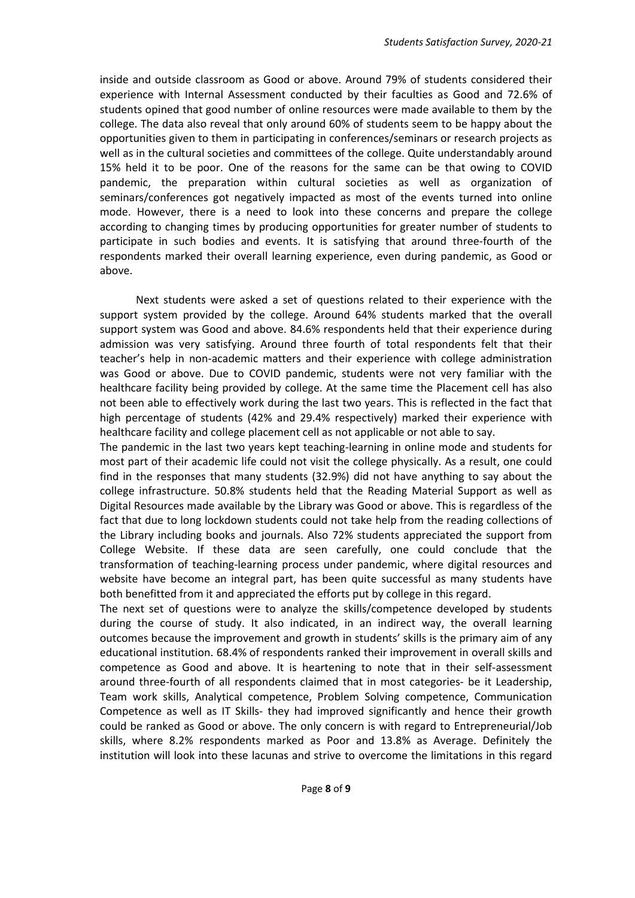inside and outside classroom as Good or above. Around 79% of students considered their experience with Internal Assessment conducted by their faculties as Good and 72.6% of students opined that good number of online resources were made available to them by the college. The data also reveal that only around 60% of students seem to be happy about the opportunities given to them in participating in conferences/seminars or research projects as well as in the cultural societies and committees of the college. Quite understandably around 15% held it to be poor. One of the reasons for the same can be that owing to COVID pandemic, the preparation within cultural societies as well as organization of seminars/conferences got negatively impacted as most of the events turned into online mode. However, there is a need to look into these concerns and prepare the college according to changing times by producing opportunities for greater number of students to participate in such bodies and events. It is satisfying that around three-fourth of the respondents marked their overall learning experience, even during pandemic, as Good or above.

Next students were asked a set of questions related to their experience with the support system provided by the college. Around 64% students marked that the overall support system was Good and above. 84.6% respondents held that their experience during admission was very satisfying. Around three fourth of total respondents felt that their teacher's help in non-academic matters and their experience with college administration was Good or above. Due to COVID pandemic, students were not very familiar with the healthcare facility being provided by college. At the same time the Placement cell has also not been able to effectively work during the last two years. This is reflected in the fact that high percentage of students (42% and 29.4% respectively) marked their experience with healthcare facility and college placement cell as not applicable or not able to say.

The pandemic in the last two years kept teaching-learning in online mode and students for most part of their academic life could not visit the college physically. As a result, one could find in the responses that many students (32.9%) did not have anything to say about the college infrastructure. 50.8% students held that the Reading Material Support as well as Digital Resources made available by the Library was Good or above. This is regardless of the fact that due to long lockdown students could not take help from the reading collections of the Library including books and journals. Also 72% students appreciated the support from College Website. If these data are seen carefully, one could conclude that the transformation of teaching-learning process under pandemic, where digital resources and website have become an integral part, has been quite successful as many students have both benefitted from it and appreciated the efforts put by college in this regard.

The next set of questions were to analyze the skills/competence developed by students during the course of study. It also indicated, in an indirect way, the overall learning outcomes because the improvement and growth in students' skills is the primary aim of any educational institution. 68.4% of respondents ranked their improvement in overall skills and competence as Good and above. It is heartening to note that in their self-assessment around three-fourth of all respondents claimed that in most categories- be it Leadership, Team work skills, Analytical competence, Problem Solving competence, Communication Competence as well as IT Skills- they had improved significantly and hence their growth could be ranked as Good or above. The only concern is with regard to Entrepreneurial/Job skills, where 8.2% respondents marked as Poor and 13.8% as Average. Definitely the institution will look into these lacunas and strive to overcome the limitations in this regard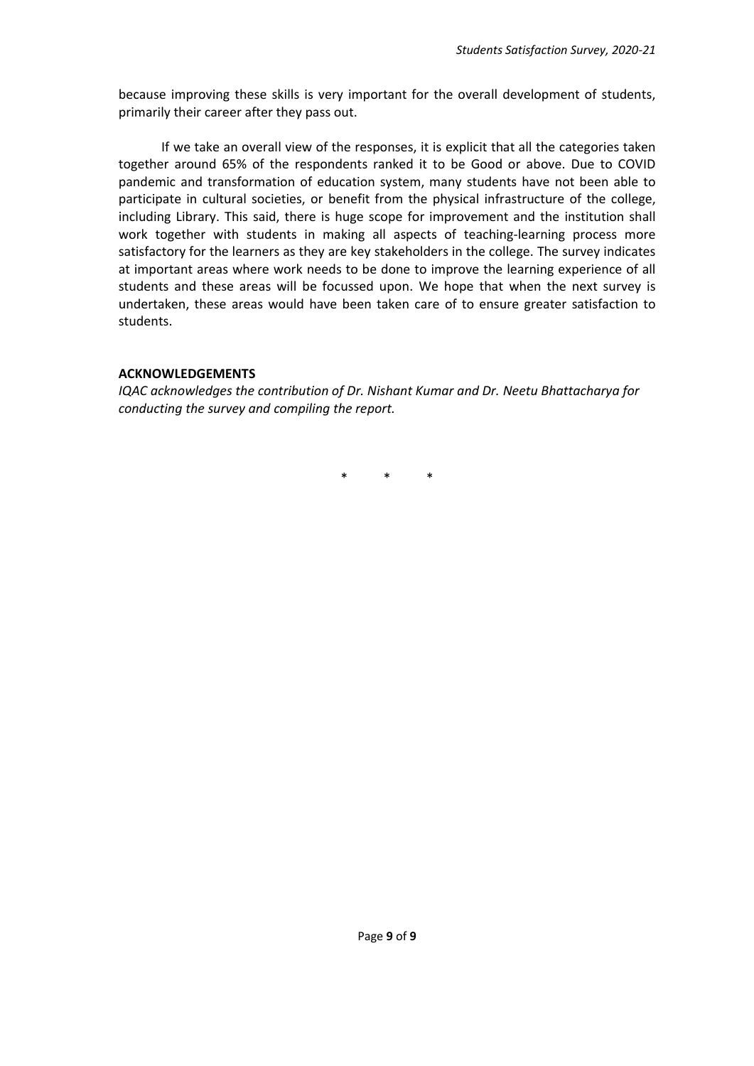because improving these skills is very important for the overall development of students, primarily their career after they pass out.

If we take an overall view of the responses, it is explicit that all the categories taken together around 65% of the respondents ranked it to be Good or above. Due to COVID pandemic and transformation of education system, many students have not been able to participate in cultural societies, or benefit from the physical infrastructure of the college, including Library. This said, there is huge scope for improvement and the institution shall work together with students in making all aspects of teaching-learning process more satisfactory for the learners as they are key stakeholders in the college. The survey indicates at important areas where work needs to be done to improve the learning experience of all students and these areas will be focussed upon. We hope that when the next survey is undertaken, these areas would have been taken care of to ensure greater satisfaction to students.

**ACKNOWLEDGEMENTS**

*IQAC acknowledges the contribution of Dr. Nishant Kumar and Dr. Neetu Bhattacharya for conducting the survey and compiling the report.*

\* \* \*